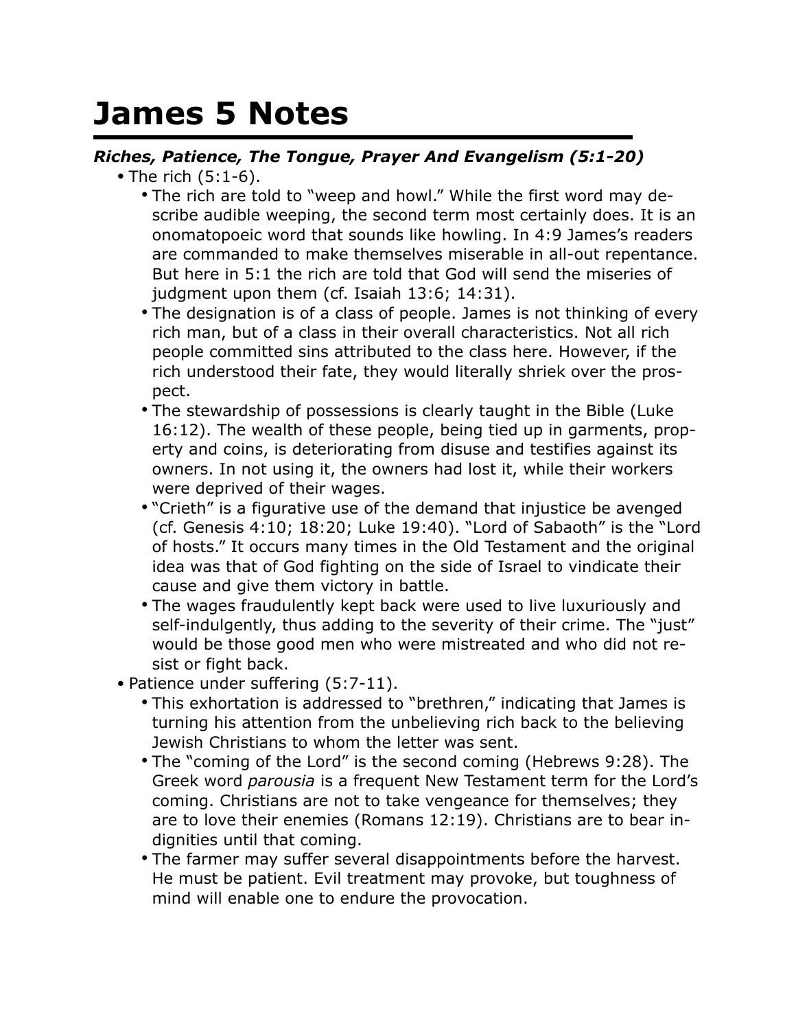# James 5 Notes

***Riches, Patience, The Tongue, Prayer And Evangelism (5:1-20)***

- The rich (5:1-6).
  - The rich are told to "weep and howl." While the first word may describe audible weeping, the second term most certainly does. It is an onomatopoeic word that sounds like howling. In 4:9 James's readers are commanded to make themselves miserable in all-out repentance. But here in 5:1 the rich are told that God will send the miseries of judgment upon them (cf. Isaiah 13:6; 14:31).
  - The designation is of a class of people. James is not thinking of every rich man, but of a class in their overall characteristics. Not all rich people committed sins attributed to the class here. However, if the rich understood their fate, they would literally shriek over the prospect.
  - The stewardship of possessions is clearly taught in the Bible (Luke 16:12). The wealth of these people, being tied up in garments, property and coins, is deteriorating from disuse and testifies against its owners. In not using it, the owners had lost it, while their workers were deprived of their wages.
  - "Crieth" is a figurative use of the demand that injustice be avenged (cf. Genesis 4:10; 18:20; Luke 19:40). "Lord of Sabaoth" is the "Lord of hosts." It occurs many times in the Old Testament and the original idea was that of God fighting on the side of Israel to vindicate their cause and give them victory in battle.
  - The wages fraudulently kept back were used to live luxuriously and self-indulgently, thus adding to the severity of their crime. The "just" would be those good men who were mistreated and who did not resist or fight back.
- Patience under suffering (5:7-11).
  - This exhortation is addressed to "brethren," indicating that James is turning his attention from the unbelieving rich back to the believing Jewish Christians to whom the letter was sent.
  - The "coming of the Lord" is the second coming (Hebrews 9:28). The Greek word *parousia* is a frequent New Testament term for the Lord's coming. Christians are not to take vengeance for themselves; they are to love their enemies (Romans 12:19). Christians are to bear indignities until that coming.
  - The farmer may suffer several disappointments before the harvest. He must be patient. Evil treatment may provoke, but toughness of mind will enable one to endure the provocation.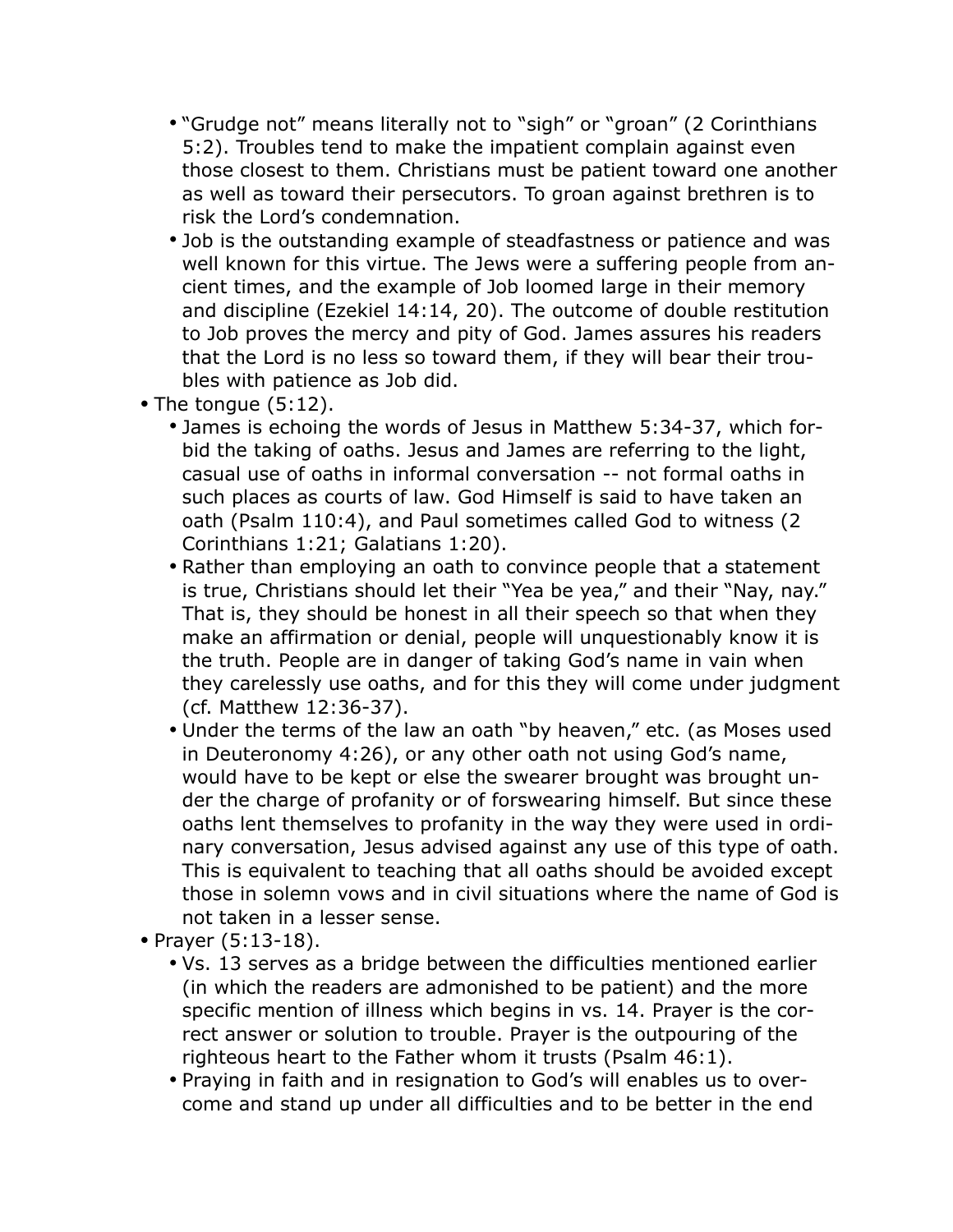- "Grudge not" means literally not to "sigh" or "groan" (2 Corinthians 5:2). Troubles tend to make the impatient complain against even those closest to them. Christians must be patient toward one another as well as toward their persecutors. To groan against brethren is to risk the Lord's condemnation.
- Job is the outstanding example of steadfastness or patience and was well known for this virtue. The Jews were a suffering people from ancient times, and the example of Job loomed large in their memory and discipline (Ezekiel 14:14, 20). The outcome of double restitution to Job proves the mercy and pity of God. James assures his readers that the Lord is no less so toward them, if they will bear their troubles with patience as Job did.

- The tongue (5:12).
  - James is echoing the words of Jesus in Matthew 5:34-37, which forbid the taking of oaths. Jesus and James are referring to the light, casual use of oaths in informal conversation -- not formal oaths in such places as courts of law. God Himself is said to have taken an oath (Psalm 110:4), and Paul sometimes called God to witness (2 Corinthians 1:21; Galatians 1:20).
  - Rather than employing an oath to convince people that a statement is true, Christians should let their "Yea be yea," and their "Nay, nay." That is, they should be honest in all their speech so that when they make an affirmation or denial, people will unquestionably know it is the truth. People are in danger of taking God's name in vain when they carelessly use oaths, and for this they will come under judgment (cf. Matthew 12:36-37).
  - Under the terms of the law an oath "by heaven," etc. (as Moses used in Deuteronomy 4:26), or any other oath not using God's name, would have to be kept or else the swearer brought was brought under the charge of profanity or of forswearing himself. But since these oaths lent themselves to profanity in the way they were used in ordinary conversation, Jesus advised against any use of this type of oath. This is equivalent to teaching that all oaths should be avoided except those in solemn vows and in civil situations where the name of God is not taken in a lesser sense.
- Prayer (5:13-18).
  - Vs. 13 serves as a bridge between the difficulties mentioned earlier (in which the readers are admonished to be patient) and the more specific mention of illness which begins in vs. 14. Prayer is the correct answer or solution to trouble. Prayer is the outpouring of the righteous heart to the Father whom it trusts (Psalm 46:1).
  - Praying in faith and in resignation to God's will enables us to overcome and stand up under all difficulties and to be better in the end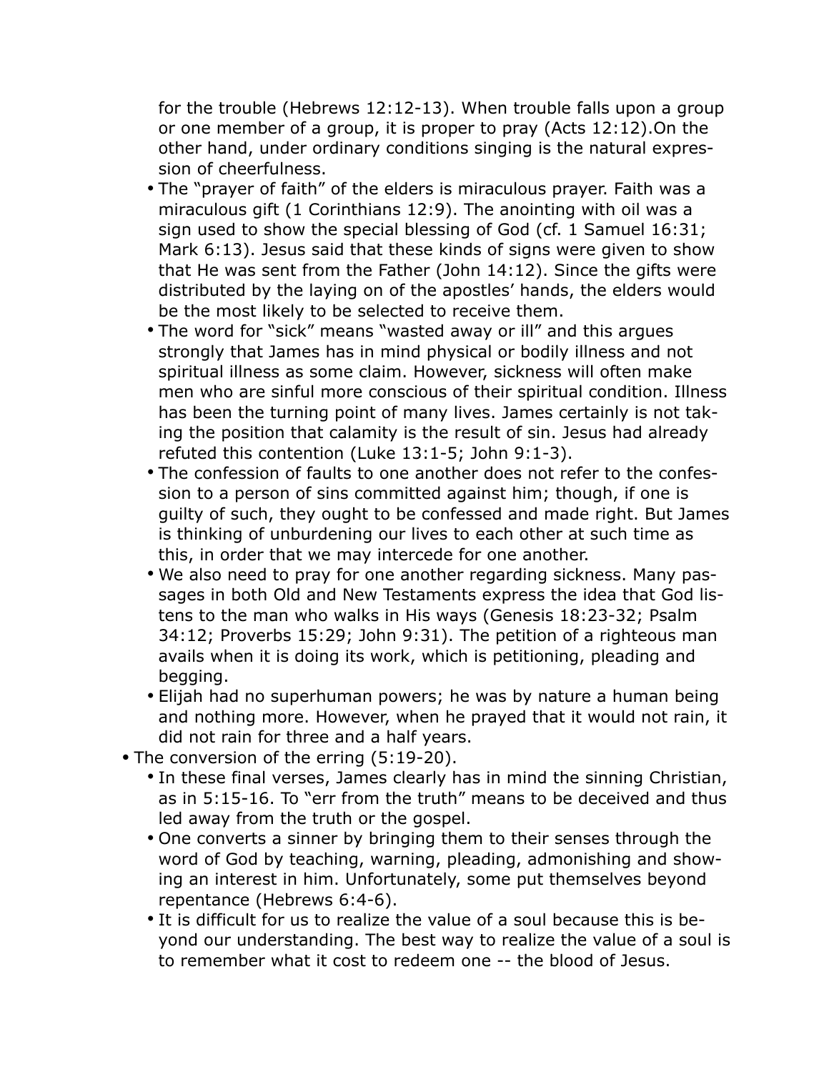for the trouble (Hebrews 12:12-13). When trouble falls upon a group or one member of a group, it is proper to pray (Acts 12:12).On the other hand, under ordinary conditions singing is the natural expression of cheerfulness.

    - The "prayer of faith" of the elders is miraculous prayer. Faith was a miraculous gift (1 Corinthians 12:9). The anointing with oil was a sign used to show the special blessing of God (cf. 1 Samuel 16:31; Mark 6:13). Jesus said that these kinds of signs were given to show that He was sent from the Father (John 14:12). Since the gifts were distributed by the laying on of the apostles' hands, the elders would be the most likely to be selected to receive them.
    - The word for "sick" means "wasted away or ill" and this argues strongly that James has in mind physical or bodily illness and not spiritual illness as some claim. However, sickness will often make men who are sinful more conscious of their spiritual condition. Illness has been the turning point of many lives. James certainly is not taking the position that calamity is the result of sin. Jesus had already refuted this contention (Luke 13:1-5; John 9:1-3).
    - The confession of faults to one another does not refer to the confession to a person of sins committed against him; though, if one is guilty of such, they ought to be confessed and made right. But James is thinking of unburdening our lives to each other at such time as this, in order that we may intercede for one another.
    - We also need to pray for one another regarding sickness. Many passages in both Old and New Testaments express the idea that God listens to the man who walks in His ways (Genesis 18:23-32; Psalm 34:12; Proverbs 15:29; John 9:31). The petition of a righteous man avails when it is doing its work, which is petitioning, pleading and begging.
    - Elijah had no superhuman powers; he was by nature a human being and nothing more. However, when he prayed that it would not rain, it did not rain for three and a half years.
- The conversion of the erring (5:19-20).
    - In these final verses, James clearly has in mind the sinning Christian, as in 5:15-16. To "err from the truth" means to be deceived and thus led away from the truth or the gospel.
    - One converts a sinner by bringing them to their senses through the word of God by teaching, warning, pleading, admonishing and showing an interest in him. Unfortunately, some put themselves beyond repentance (Hebrews 6:4-6).
    - It is difficult for us to realize the value of a soul because this is beyond our understanding. The best way to realize the value of a soul is to remember what it cost to redeem one -- the blood of Jesus.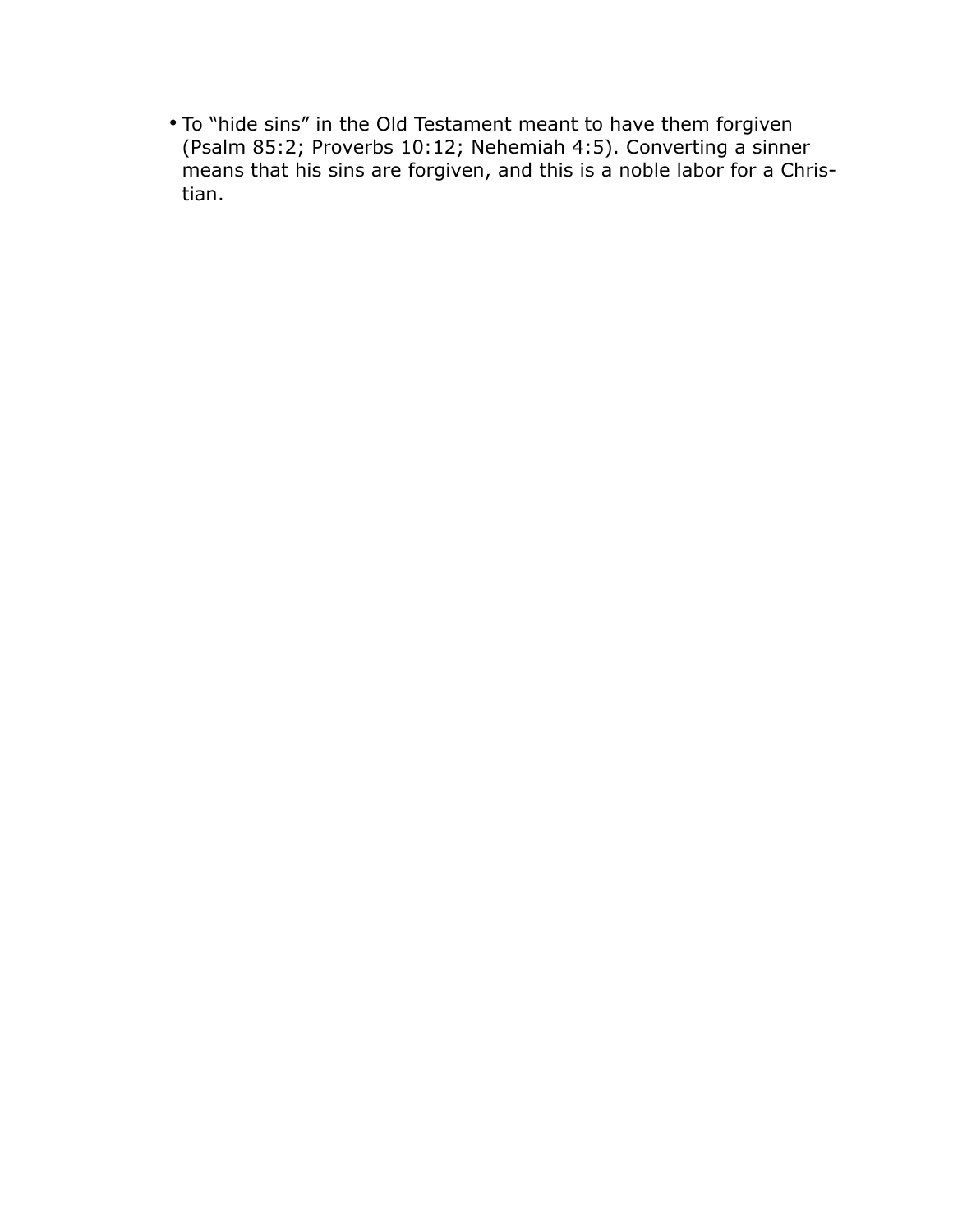- To "hide sins" in the Old Testament meant to have them forgiven (Psalm 85:2; Proverbs 10:12; Nehemiah 4:5). Converting a sinner means that his sins are forgiven, and this is a noble labor for a Christian.